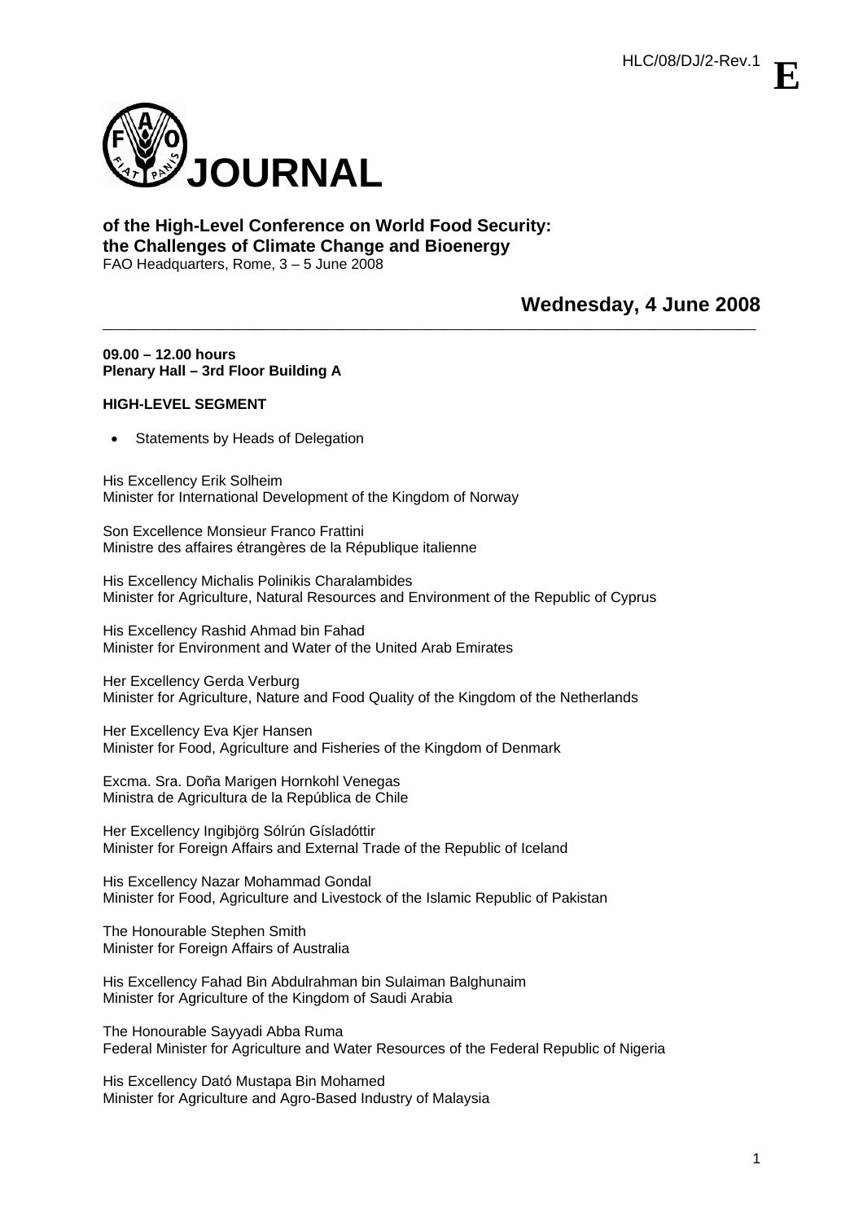HLC/08/DJ/2-Rev.1 **E**

# JOURNAL

**of the High-Level Conference on World Food Security: the Challenges of Climate Change and Bioenergy**
FAO Headquarters, Rome, 3 – 5 June 2008

## Wednesday, 4 June 2008

---

**09.00 – 12.00 hours**
**Plenary Hall – 3rd Floor Building A**

**HIGH-LEVEL SEGMENT**

- Statements by Heads of Delegation

His Excellency Erik Solheim
Minister for International Development of the Kingdom of Norway

Son Excellence Monsieur Franco Frattini
Ministre des affaires étrangères de la République italienne

His Excellency Michalis Polinikis Charalambides
Minister for Agriculture, Natural Resources and Environment of the Republic of Cyprus

His Excellency Rashid Ahmad bin Fahad
Minister for Environment and Water of the United Arab Emirates

Her Excellency Gerda Verburg
Minister for Agriculture, Nature and Food Quality of the Kingdom of the Netherlands

Her Excellency Eva Kjer Hansen
Minister for Food, Agriculture and Fisheries of the Kingdom of Denmark

Excma. Sra. Doña Marigen Hornkohl Venegas
Ministra de Agricultura de la República de Chile

Her Excellency Ingibjörg Sólrún Gísladóttir
Minister for Foreign Affairs and External Trade of the Republic of Iceland

His Excellency Nazar Mohammad Gondal
Minister for Food, Agriculture and Livestock of the Islamic Republic of Pakistan

The Honourable Stephen Smith
Minister for Foreign Affairs of Australia

His Excellency Fahad Bin Abdulrahman bin Sulaiman Balghunaim
Minister for Agriculture of the Kingdom of Saudi Arabia

The Honourable Sayyadi Abba Ruma
Federal Minister for Agriculture and Water Resources of the Federal Republic of Nigeria

His Excellency Dató Mustapa Bin Mohamed
Minister for Agriculture and Agro-Based Industry of Malaysia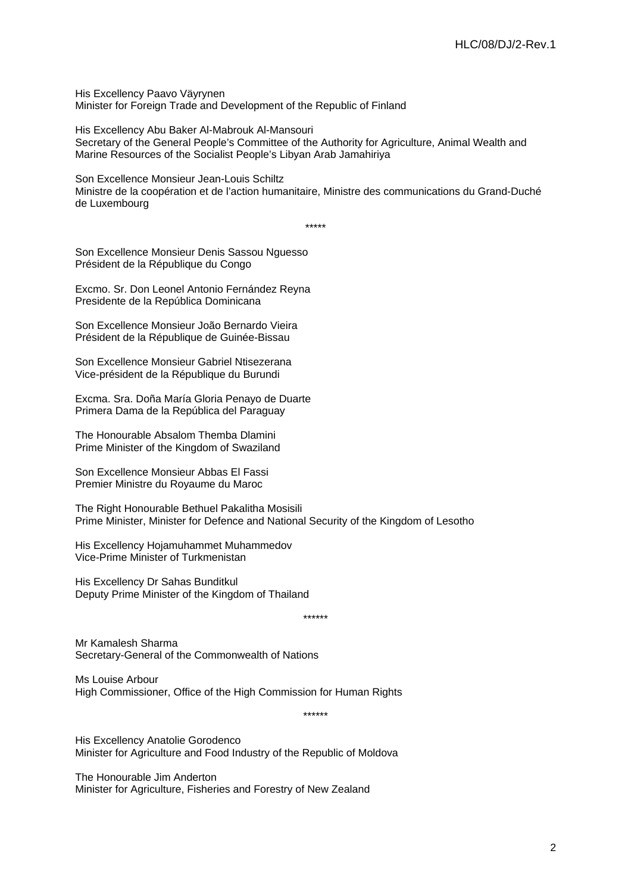His Excellency Paavo Väyrynen
Minister for Foreign Trade and Development of the Republic of Finland

His Excellency Abu Baker Al-Mabrouk Al-Mansouri
Secretary of the General People's Committee of the Authority for Agriculture, Animal Wealth and Marine Resources of the Socialist People's Libyan Arab Jamahiriya

Son Excellence Monsieur Jean-Louis Schiltz
Ministre de la coopération et de l'action humanitaire, Ministre des communications du Grand-Duché de Luxembourg

*****

Son Excellence Monsieur Denis Sassou Nguesso
Président de la République du Congo

Excmo. Sr. Don Leonel Antonio Fernández Reyna
Presidente de la República Dominicana

Son Excellence Monsieur João Bernardo Vieira
Président de la République de Guinée-Bissau

Son Excellence Monsieur Gabriel Ntisezerana
Vice-président de la République du Burundi

Excma. Sra. Doña María Gloria Penayo de Duarte
Primera Dama de la República del Paraguay

The Honourable Absalom Themba Dlamini
Prime Minister of the Kingdom of Swaziland

Son Excellence Monsieur Abbas El Fassi
Premier Ministre du Royaume du Maroc

The Right Honourable Bethuel Pakalitha Mosisili
Prime Minister, Minister for Defence and National Security of the Kingdom of Lesotho

His Excellency Hojamuhammet Muhammedov
Vice-Prime Minister of Turkmenistan

His Excellency Dr Sahas Bunditkul
Deputy Prime Minister of the Kingdom of Thailand

******

Mr Kamalesh Sharma
Secretary-General of the Commonwealth of Nations

Ms Louise Arbour
High Commissioner, Office of the High Commission for Human Rights

******

His Excellency Anatolie Gorodenco
Minister for Agriculture and Food Industry of the Republic of Moldova

The Honourable Jim Anderton
Minister for Agriculture, Fisheries and Forestry of New Zealand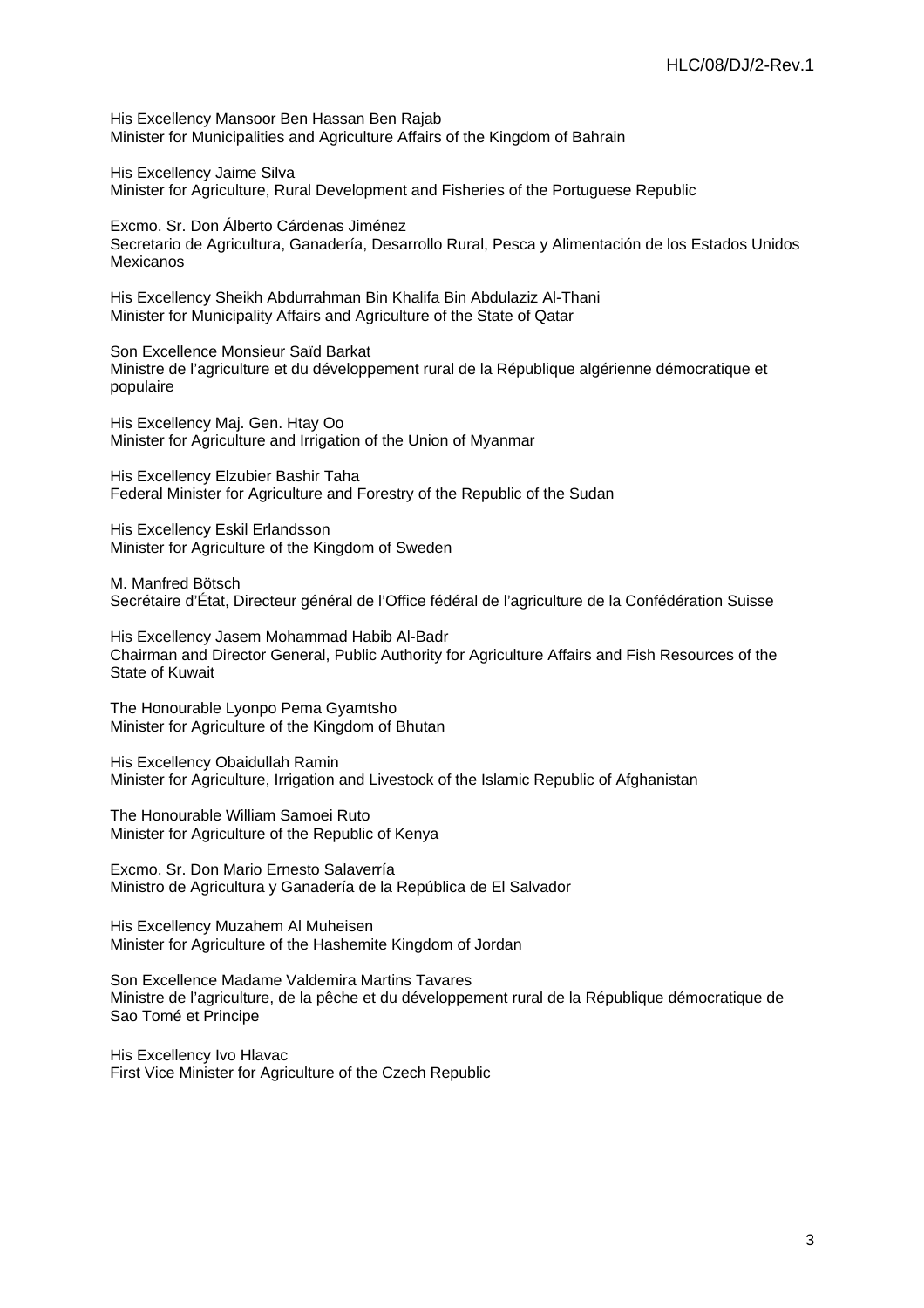His Excellency Mansoor Ben Hassan Ben Rajab
Minister for Municipalities and Agriculture Affairs of the Kingdom of Bahrain

His Excellency Jaime Silva
Minister for Agriculture, Rural Development and Fisheries of the Portuguese Republic

Excmo. Sr. Don Álberto Cárdenas Jiménez
Secretario de Agricultura, Ganadería, Desarrollo Rural, Pesca y Alimentación de los Estados Unidos Mexicanos

His Excellency Sheikh Abdurrahman Bin Khalifa Bin Abdulaziz Al-Thani
Minister for Municipality Affairs and Agriculture of the State of Qatar

Son Excellence Monsieur Saïd Barkat
Ministre de l'agriculture et du développement rural de la République algérienne démocratique et populaire

His Excellency Maj. Gen. Htay Oo
Minister for Agriculture and Irrigation of the Union of Myanmar

His Excellency Elzubier Bashir Taha
Federal Minister for Agriculture and Forestry of the Republic of the Sudan

His Excellency Eskil Erlandsson
Minister for Agriculture of the Kingdom of Sweden

M. Manfred Bötsch
Secrétaire d'État, Directeur général de l'Office fédéral de l'agriculture de la Confédération Suisse

His Excellency Jasem Mohammad Habib Al-Badr
Chairman and Director General, Public Authority for Agriculture Affairs and Fish Resources of the State of Kuwait

The Honourable Lyonpo Pema Gyamtsho
Minister for Agriculture of the Kingdom of Bhutan

His Excellency Obaidullah Ramin
Minister for Agriculture, Irrigation and Livestock of the Islamic Republic of Afghanistan

The Honourable William Samoei Ruto
Minister for Agriculture of the Republic of Kenya

Excmo. Sr. Don Mario Ernesto Salaverría
Ministro de Agricultura y Ganadería de la República de El Salvador

His Excellency Muzahem Al Muheisen
Minister for Agriculture of the Hashemite Kingdom of Jordan

Son Excellence Madame Valdemira Martins Tavares
Ministre de l'agriculture, de la pêche et du développement rural de la République démocratique de Sao Tomé et Principe

His Excellency Ivo Hlavac
First Vice Minister for Agriculture of the Czech Republic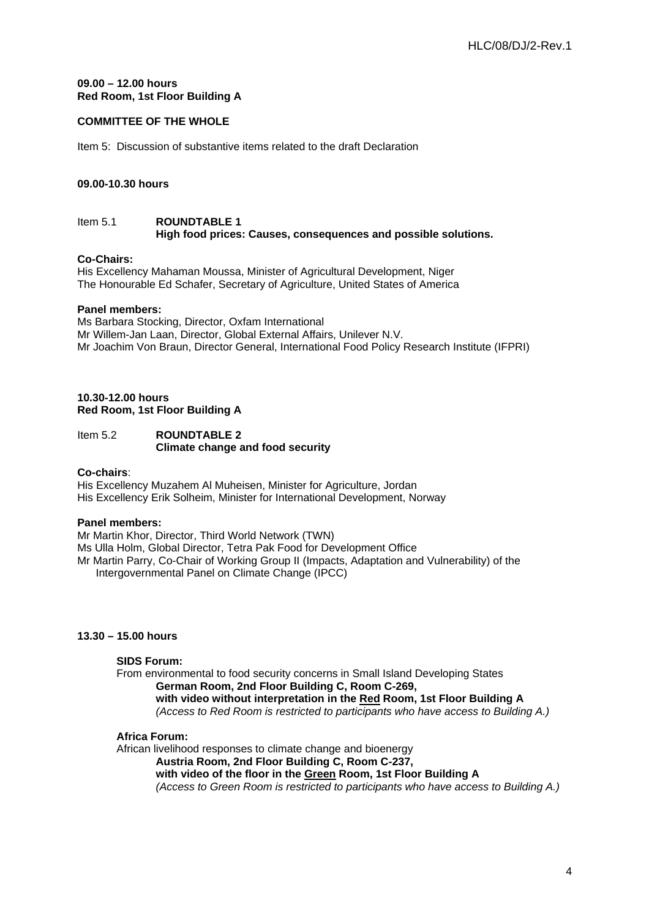**09.00 – 12.00 hours**
**Red Room, 1st Floor Building A**

**COMMITTEE OF THE WHOLE**

Item 5: Discussion of substantive items related to the draft Declaration

**09.00-10.30 hours**

Item 5.1 **ROUNDTABLE 1**
**High food prices: Causes, consequences and possible solutions.**

**Co-Chairs:**
His Excellency Mahaman Moussa, Minister of Agricultural Development, Niger
The Honourable Ed Schafer, Secretary of Agriculture, United States of America

**Panel members:**
Ms Barbara Stocking, Director, Oxfam International
Mr Willem-Jan Laan, Director, Global External Affairs, Unilever N.V.
Mr Joachim Von Braun, Director General, International Food Policy Research Institute (IFPRI)

**10.30-12.00 hours**
**Red Room, 1st Floor Building A**

Item 5.2 **ROUNDTABLE 2**
**Climate change and food security**

**Co-chairs**:
His Excellency Muzahem Al Muheisen, Minister for Agriculture, Jordan
His Excellency Erik Solheim, Minister for International Development, Norway

**Panel members:**
Mr Martin Khor, Director, Third World Network (TWN)
Ms Ulla Holm, Global Director, Tetra Pak Food for Development Office
Mr Martin Parry, Co-Chair of Working Group II (Impacts, Adaptation and Vulnerability) of the Intergovernmental Panel on Climate Change (IPCC)

**13.30 – 15.00 hours**

**SIDS Forum:**
From environmental to food security concerns in Small Island Developing States
**German Room, 2nd Floor Building C, Room C-269,**
**with video without interpretation in the Red Room, 1st Floor Building A**
*(Access to Red Room is restricted to participants who have access to Building A.)*

**Africa Forum:**
African livelihood responses to climate change and bioenergy
**Austria Room, 2nd Floor Building C, Room C-237,**
**with video of the floor in the Green Room, 1st Floor Building A**
*(Access to Green Room is restricted to participants who have access to Building A.)*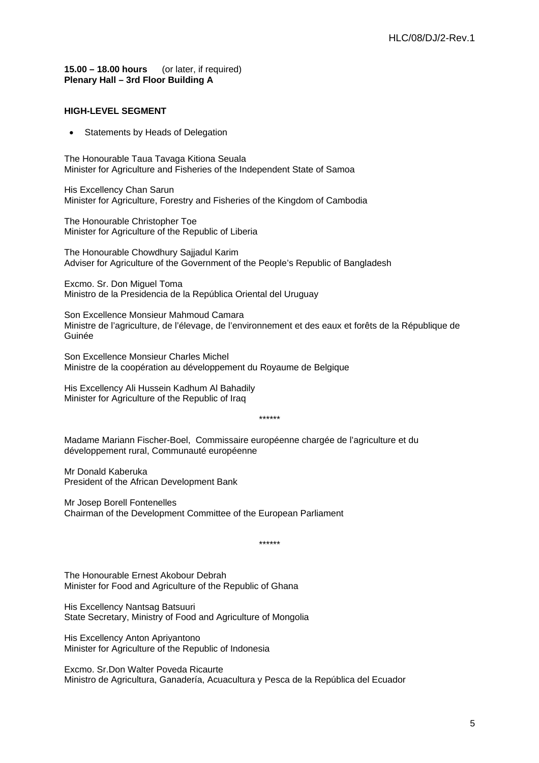**15.00 – 18.00 hours** (or later, if required)
**Plenary Hall – 3rd Floor Building A**

**HIGH-LEVEL SEGMENT**

- Statements by Heads of Delegation

The Honourable Taua Tavaga Kitiona Seuala
Minister for Agriculture and Fisheries of the Independent State of Samoa

His Excellency Chan Sarun
Minister for Agriculture, Forestry and Fisheries of the Kingdom of Cambodia

The Honourable Christopher Toe
Minister for Agriculture of the Republic of Liberia

The Honourable Chowdhury Sajjadul Karim
Adviser for Agriculture of the Government of the People's Republic of Bangladesh

Excmo. Sr. Don Miguel Toma
Ministro de la Presidencia de la República Oriental del Uruguay

Son Excellence Monsieur Mahmoud Camara
Ministre de l'agriculture, de l'élevage, de l'environnement et des eaux et forêts de la République de Guinée

Son Excellence Monsieur Charles Michel
Ministre de la coopération au développement du Royaume de Belgique

His Excellency Ali Hussein Kadhum Al Bahadily
Minister for Agriculture of the Republic of Iraq

******

Madame Mariann Fischer-Boel, Commissaire européenne chargée de l'agriculture et du développement rural, Communauté européenne

Mr Donald Kaberuka
President of the African Development Bank

Mr Josep Borell Fontenelles
Chairman of the Development Committee of the European Parliament

******

The Honourable Ernest Akobour Debrah
Minister for Food and Agriculture of the Republic of Ghana

His Excellency Nantsag Batsuuri
State Secretary, Ministry of Food and Agriculture of Mongolia

His Excellency Anton Apriyantono
Minister for Agriculture of the Republic of Indonesia

Excmo. Sr.Don Walter Poveda Ricaurte
Ministro de Agricultura, Ganadería, Acuacultura y Pesca de la República del Ecuador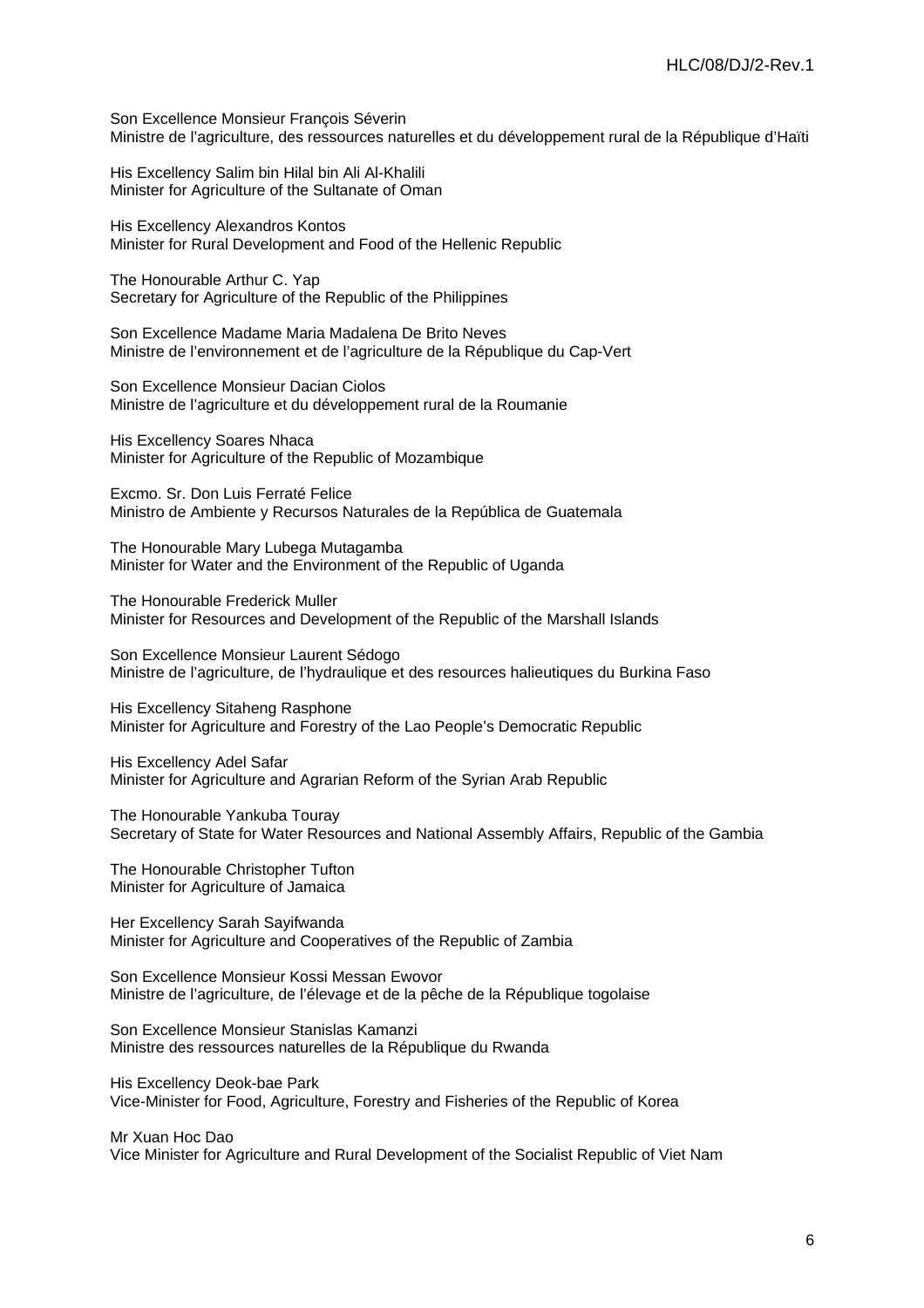Son Excellence Monsieur François Séverin
Ministre de l'agriculture, des ressources naturelles et du développement rural de la République d'Haïti

His Excellency Salim bin Hilal bin Ali Al-Khalili
Minister for Agriculture of the Sultanate of Oman

His Excellency Alexandros Kontos
Minister for Rural Development and Food of the Hellenic Republic

The Honourable Arthur C. Yap
Secretary for Agriculture of the Republic of the Philippines

Son Excellence Madame Maria Madalena De Brito Neves
Ministre de l'environnement et de l'agriculture de la République du Cap-Vert

Son Excellence Monsieur Dacian Ciolos
Ministre de l'agriculture et du développement rural de la Roumanie

His Excellency Soares Nhaca
Minister for Agriculture of the Republic of Mozambique

Excmo. Sr. Don Luis Ferraté Felice
Ministro de Ambiente y Recursos Naturales de la República de Guatemala

The Honourable Mary Lubega Mutagamba
Minister for Water and the Environment of the Republic of Uganda

The Honourable Frederick Muller
Minister for Resources and Development of the Republic of the Marshall Islands

Son Excellence Monsieur Laurent Sédogo
Ministre de l'agriculture, de l'hydraulique et des resources halieutiques du Burkina Faso

His Excellency Sitaheng Rasphone
Minister for Agriculture and Forestry of the Lao People's Democratic Republic

His Excellency Adel Safar
Minister for Agriculture and Agrarian Reform of the Syrian Arab Republic

The Honourable Yankuba Touray
Secretary of State for Water Resources and National Assembly Affairs, Republic of the Gambia

The Honourable Christopher Tufton
Minister for Agriculture of Jamaica

Her Excellency Sarah Sayifwanda
Minister for Agriculture and Cooperatives of the Republic of Zambia

Son Excellence Monsieur Kossi Messan Ewovor
Ministre de l'agriculture, de l'élevage et de la pêche de la République togolaise

Son Excellence Monsieur Stanislas Kamanzi
Ministre des ressources naturelles de la République du Rwanda

His Excellency Deok-bae Park
Vice-Minister for Food, Agriculture, Forestry and Fisheries of the Republic of Korea

Mr Xuan Hoc Dao
Vice Minister for Agriculture and Rural Development of the Socialist Republic of Viet Nam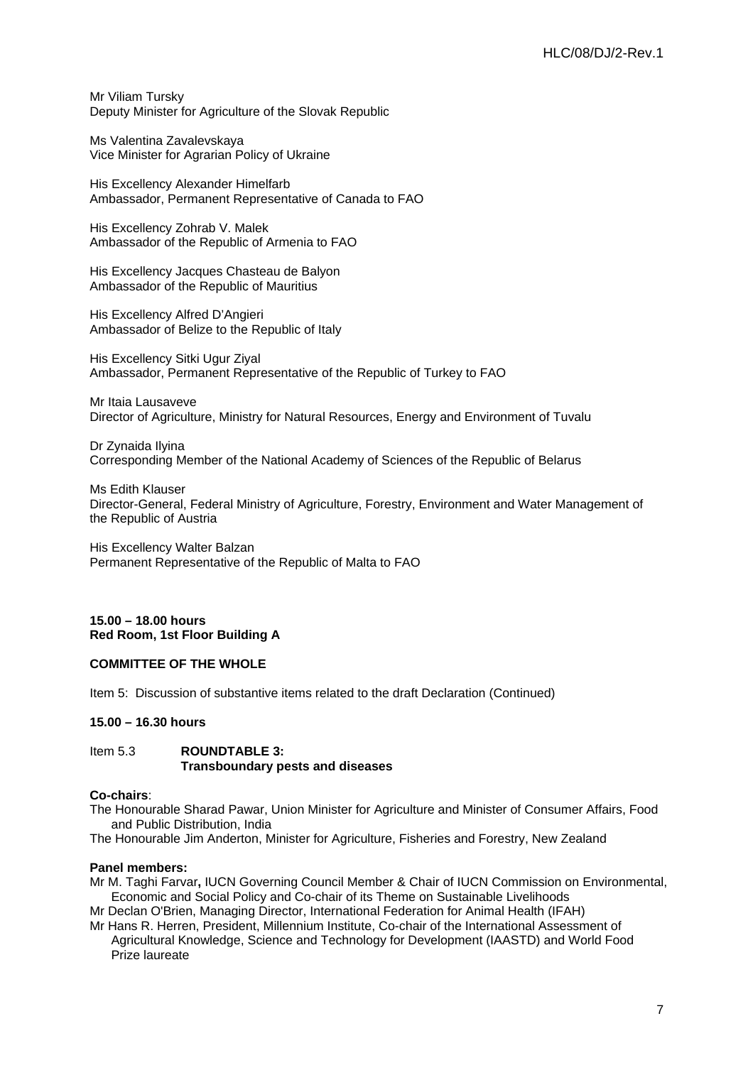Mr Viliam Tursky
Deputy Minister for Agriculture of the Slovak Republic

Ms Valentina Zavalevskaya
Vice Minister for Agrarian Policy of Ukraine

His Excellency Alexander Himelfarb
Ambassador, Permanent Representative of Canada to FAO

His Excellency Zohrab V. Malek
Ambassador of the Republic of Armenia to FAO

His Excellency Jacques Chasteau de Balyon
Ambassador of the Republic of Mauritius

His Excellency Alfred D'Angieri
Ambassador of Belize to the Republic of Italy

His Excellency Sitki Ugur Ziyal
Ambassador, Permanent Representative of the Republic of Turkey to FAO

Mr Itaia Lausaveve
Director of Agriculture, Ministry for Natural Resources, Energy and Environment of Tuvalu

Dr Zynaida Ilyina
Corresponding Member of the National Academy of Sciences of the Republic of Belarus

Ms Edith Klauser
Director-General, Federal Ministry of Agriculture, Forestry, Environment and Water Management of the Republic of Austria

His Excellency Walter Balzan
Permanent Representative of the Republic of Malta to FAO

**15.00 – 18.00 hours**
**Red Room, 1st Floor Building A**

**COMMITTEE OF THE WHOLE**

Item 5: Discussion of substantive items related to the draft Declaration (Continued)

**15.00 – 16.30 hours**

Item 5.3 **ROUNDTABLE 3:**
**Transboundary pests and diseases**

**Co-chairs**:
The Honourable Sharad Pawar, Union Minister for Agriculture and Minister of Consumer Affairs, Food and Public Distribution, India
The Honourable Jim Anderton, Minister for Agriculture, Fisheries and Forestry, New Zealand

**Panel members:**
Mr M. Taghi Farvar**,** IUCN Governing Council Member & Chair of IUCN Commission on Environmental, Economic and Social Policy and Co-chair of its Theme on Sustainable Livelihoods
Mr Declan O'Brien, Managing Director, International Federation for Animal Health (IFAH)
Mr Hans R. Herren, President, Millennium Institute, Co-chair of the International Assessment of Agricultural Knowledge, Science and Technology for Development (IAASTD) and World Food Prize laureate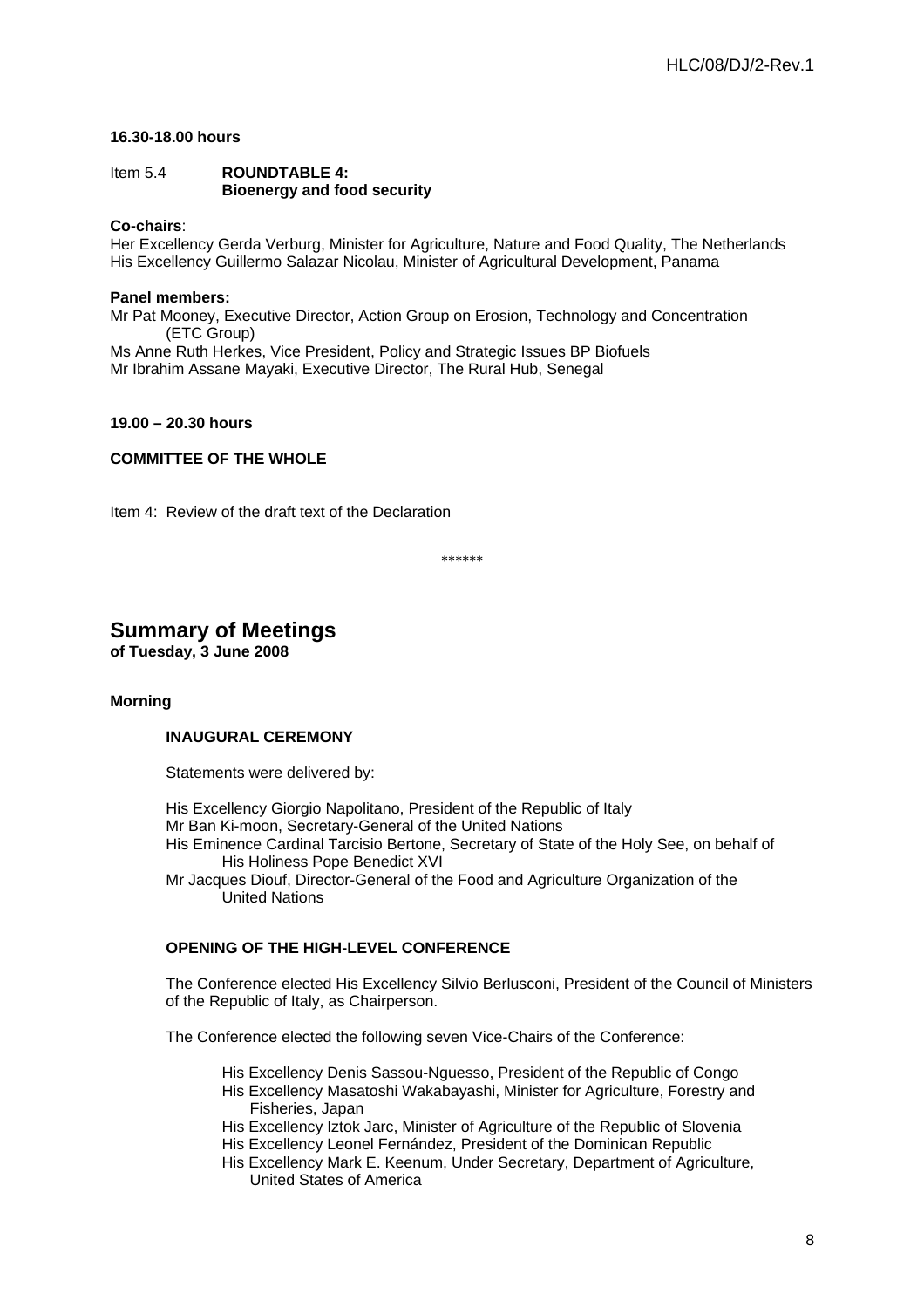**16.30-18.00 hours**

Item 5.4 **ROUNDTABLE 4: Bioenergy and food security**

**Co-chairs**:
Her Excellency Gerda Verburg, Minister for Agriculture, Nature and Food Quality, The Netherlands
His Excellency Guillermo Salazar Nicolau, Minister of Agricultural Development, Panama

**Panel members:**
Mr Pat Mooney, Executive Director, Action Group on Erosion, Technology and Concentration (ETC Group)
Ms Anne Ruth Herkes, Vice President, Policy and Strategic Issues BP Biofuels
Mr Ibrahim Assane Mayaki, Executive Director, The Rural Hub, Senegal

**19.00 – 20.30 hours**

**COMMITTEE OF THE WHOLE**

Item 4: Review of the draft text of the Declaration

******

## Summary of Meetings

**of Tuesday, 3 June 2008**

**Morning**

**INAUGURAL CEREMONY**

Statements were delivered by:

His Excellency Giorgio Napolitano, President of the Republic of Italy
Mr Ban Ki-moon, Secretary-General of the United Nations
His Eminence Cardinal Tarcisio Bertone, Secretary of State of the Holy See, on behalf of His Holiness Pope Benedict XVI
Mr Jacques Diouf, Director-General of the Food and Agriculture Organization of the United Nations

**OPENING OF THE HIGH-LEVEL CONFERENCE**

The Conference elected His Excellency Silvio Berlusconi, President of the Council of Ministers of the Republic of Italy, as Chairperson.

The Conference elected the following seven Vice-Chairs of the Conference:

His Excellency Denis Sassou-Nguesso, President of the Republic of Congo
His Excellency Masatoshi Wakabayashi, Minister for Agriculture, Forestry and Fisheries, Japan
His Excellency Iztok Jarc, Minister of Agriculture of the Republic of Slovenia
His Excellency Leonel Fernández, President of the Dominican Republic
His Excellency Mark E. Keenum, Under Secretary, Department of Agriculture, United States of America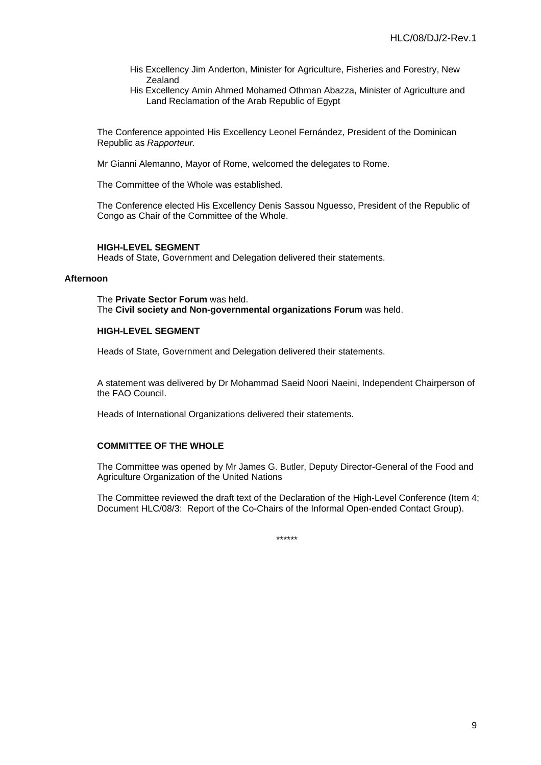His Excellency Jim Anderton, Minister for Agriculture, Fisheries and Forestry, New Zealand

His Excellency Amin Ahmed Mohamed Othman Abazza, Minister of Agriculture and Land Reclamation of the Arab Republic of Egypt

The Conference appointed His Excellency Leonel Fernández, President of the Dominican Republic as *Rapporteur.*

Mr Gianni Alemanno, Mayor of Rome, welcomed the delegates to Rome.

The Committee of the Whole was established.

The Conference elected His Excellency Denis Sassou Nguesso, President of the Republic of Congo as Chair of the Committee of the Whole.

**HIGH-LEVEL SEGMENT**

Heads of State, Government and Delegation delivered their statements.

**Afternoon**

The **Private Sector Forum** was held.
The **Civil society and Non-governmental organizations Forum** was held.

**HIGH-LEVEL SEGMENT**

Heads of State, Government and Delegation delivered their statements.

A statement was delivered by Dr Mohammad Saeid Noori Naeini, Independent Chairperson of the FAO Council.

Heads of International Organizations delivered their statements.

**COMMITTEE OF THE WHOLE**

The Committee was opened by Mr James G. Butler, Deputy Director-General of the Food and Agriculture Organization of the United Nations

The Committee reviewed the draft text of the Declaration of the High-Level Conference (Item 4; Document HLC/08/3: Report of the Co-Chairs of the Informal Open-ended Contact Group).

******